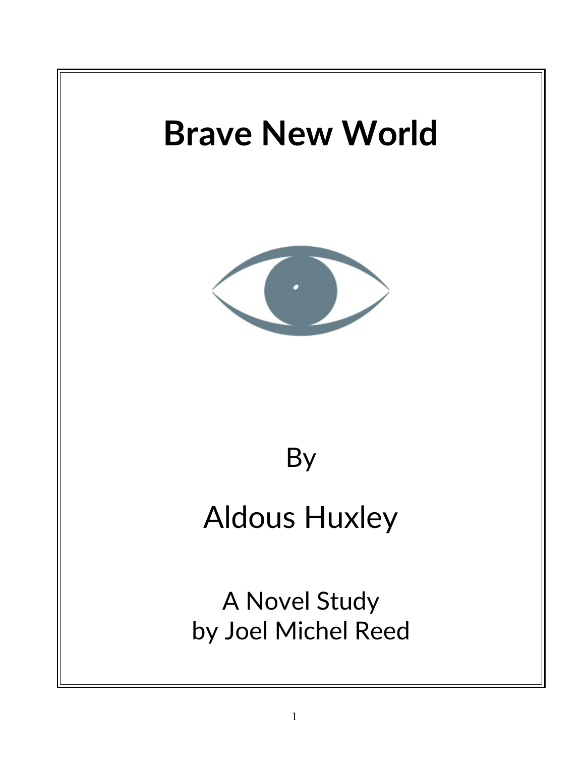# Brave New World

By

Aldous Huxley

A Novel Study
by Joel Michel Reed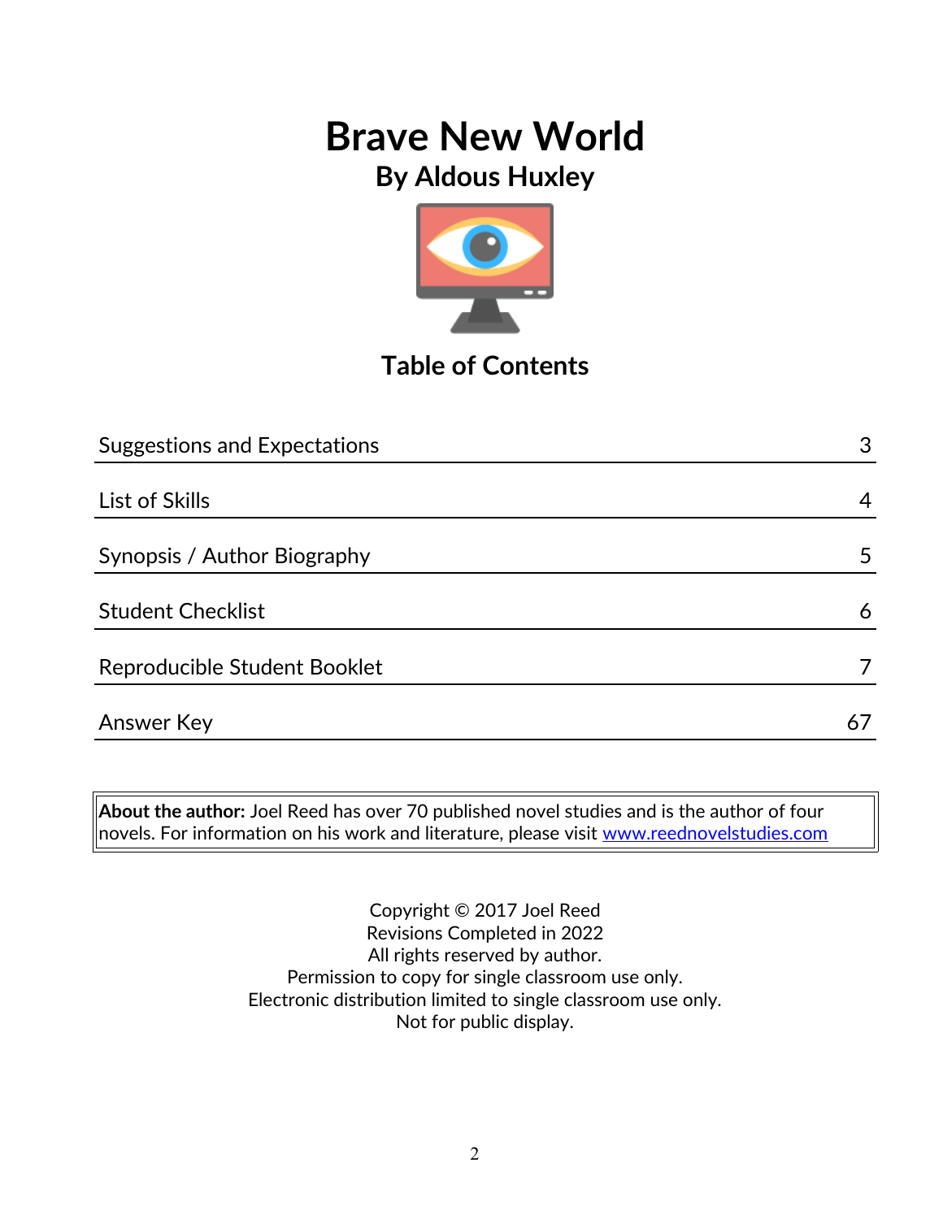# Brave New World

## By Aldous Huxley

## Table of Contents

| | |
|---|---|
| Suggestions and Expectations | 3 |
| List of Skills | 4 |
| Synopsis / Author Biography | 5 |
| Student Checklist | 6 |
| Reproducible Student Booklet | 7 |
| Answer Key | 67 |

**About the author:** Joel Reed has over 70 published novel studies and is the author of four novels. For information on his work and literature, please visit www.reednovelstudies.com

Copyright © 2017 Joel Reed
Revisions Completed in 2022
All rights reserved by author.
Permission to copy for single classroom use only.
Electronic distribution limited to single classroom use only.
Not for public display.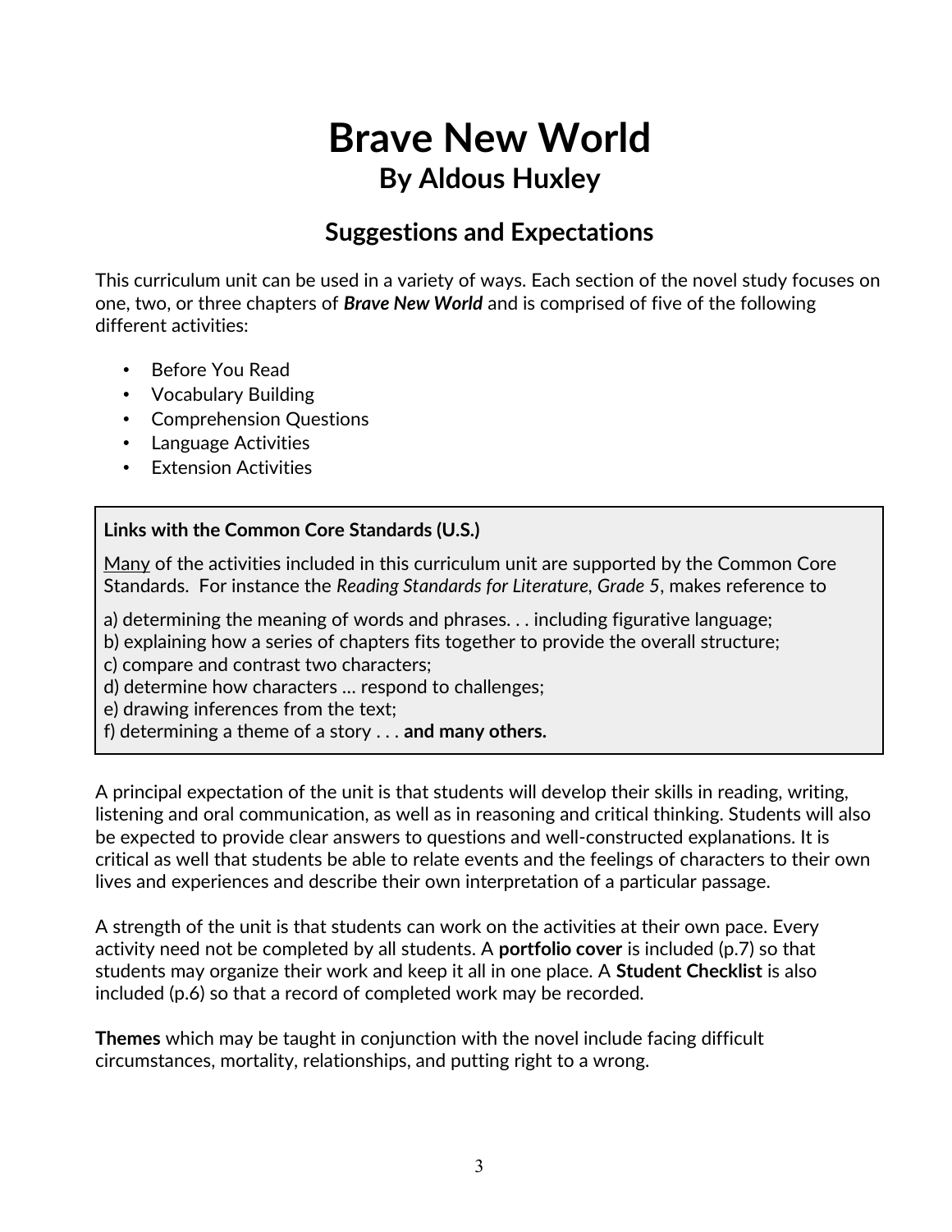# Brave New World

## By Aldous Huxley

### Suggestions and Expectations

This curriculum unit can be used in a variety of ways. Each section of the novel study focuses on one, two, or three chapters of ***Brave New World*** and is comprised of five of the following different activities:

- Before You Read
- Vocabulary Building
- Comprehension Questions
- Language Activities
- Extension Activities

> **Links with the Common Core Standards (U.S.)**
>
> Many of the activities included in this curriculum unit are supported by the Common Core Standards. For instance the *Reading Standards for Literature, Grade 5*, makes reference to
>
> a) determining the meaning of words and phrases. . . including figurative language;
> b) explaining how a series of chapters fits together to provide the overall structure;
> c) compare and contrast two characters;
> d) determine how characters … respond to challenges;
> e) drawing inferences from the text;
> f) determining a theme of a story . . . **and many others.**

A principal expectation of the unit is that students will develop their skills in reading, writing, listening and oral communication, as well as in reasoning and critical thinking. Students will also be expected to provide clear answers to questions and well-constructed explanations. It is critical as well that students be able to relate events and the feelings of characters to their own lives and experiences and describe their own interpretation of a particular passage.

A strength of the unit is that students can work on the activities at their own pace. Every activity need not be completed by all students. A **portfolio cover** is included (p.7) so that students may organize their work and keep it all in one place. A **Student Checklist** is also included (p.6) so that a record of completed work may be recorded.

**Themes** which may be taught in conjunction with the novel include facing difficult circumstances, mortality, relationships, and putting right to a wrong.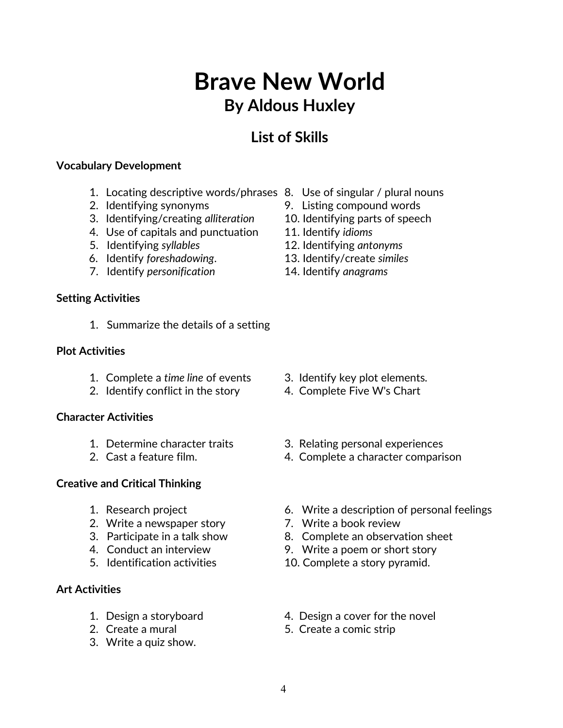# Brave New World
## By Aldous Huxley

### List of Skills

**Vocabulary Development**

1. Locating descriptive words/phrases
2. Identifying synonyms
3. Identifying/creating *alliteration*
4. Use of capitals and punctuation
5. Identifying *syllables*
6. Identify *foreshadowing*.
7. Identify *personification*
8. Use of singular / plural nouns
9. Listing compound words
10. Identifying parts of speech
11. Identify *idioms*
12. Identifying *antonyms*
13. Identify/create *similes*
14. Identify *anagrams*

**Setting Activities**

1. Summarize the details of a setting

**Plot Activities**

1. Complete a *time line* of events
2. Identify conflict in the story
3. Identify key plot elements.
4. Complete Five W's Chart

**Character Activities**

1. Determine character traits
2. Cast a feature film.
3. Relating personal experiences
4. Complete a character comparison

**Creative and Critical Thinking**

1. Research project
2. Write a newspaper story
3. Participate in a talk show
4. Conduct an interview
5. Identification activities
6. Write a description of personal feelings
7. Write a book review
8. Complete an observation sheet
9. Write a poem or short story
10. Complete a story pyramid.

**Art Activities**

1. Design a storyboard
2. Create a mural
3. Write a quiz show.
4. Design a cover for the novel
5. Create a comic strip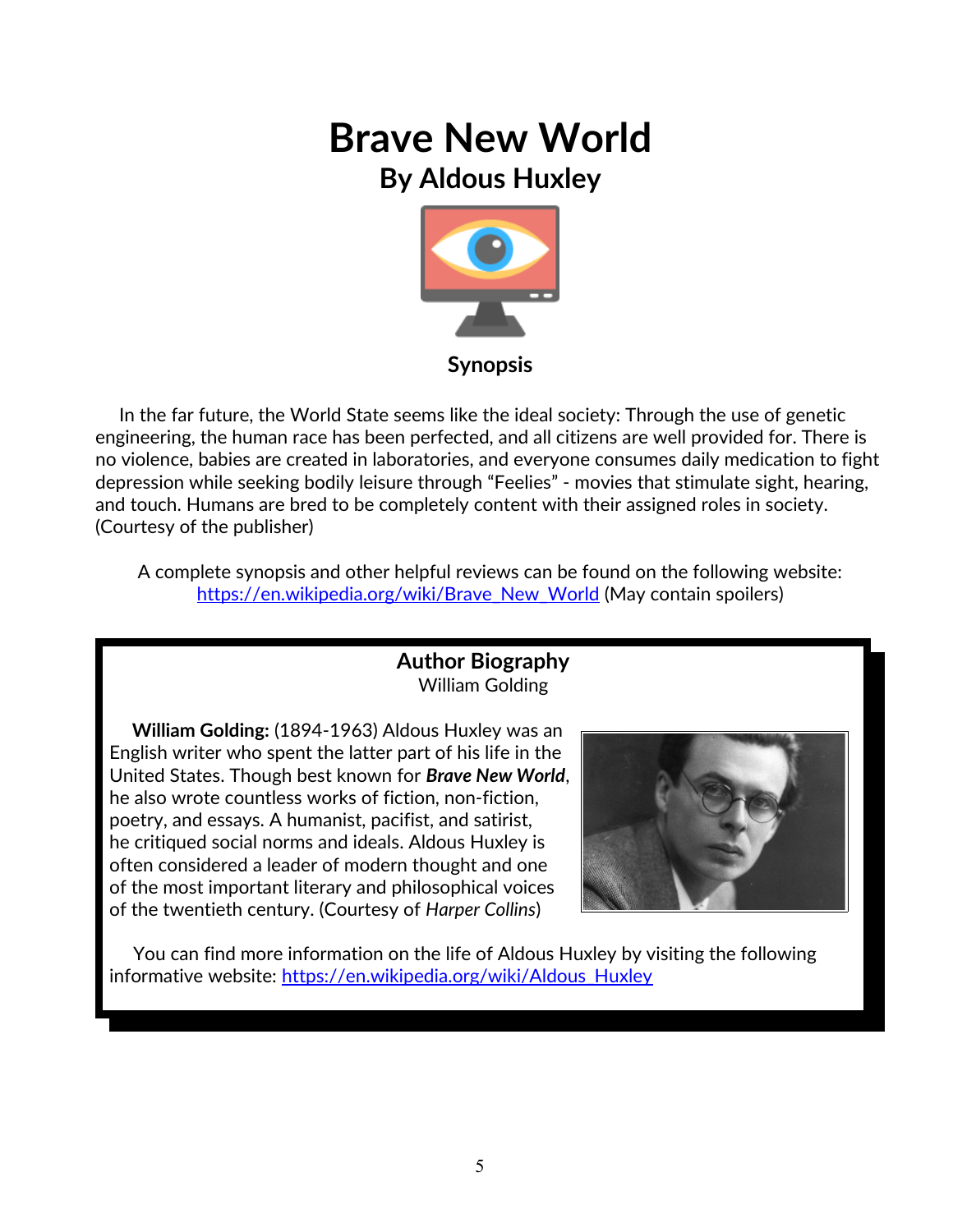# Brave New World

## By Aldous Huxley

### Synopsis

In the far future, the World State seems like the ideal society: Through the use of genetic engineering, the human race has been perfected, and all citizens are well provided for. There is no violence, babies are created in laboratories, and everyone consumes daily medication to fight depression while seeking bodily leisure through "Feelies" - movies that stimulate sight, hearing, and touch. Humans are bred to be completely content with their assigned roles in society. (Courtesy of the publisher)

A complete synopsis and other helpful reviews can be found on the following website: https://en.wikipedia.org/wiki/Brave_New_World (May contain spoilers)

### Author Biography

William Golding

**William Golding:** (1894-1963) Aldous Huxley was an English writer who spent the latter part of his life in the United States. Though best known for ***Brave New World***, he also wrote countless works of fiction, non-fiction, poetry, and essays. A humanist, pacifist, and satirist, he critiqued social norms and ideals. Aldous Huxley is often considered a leader of modern thought and one of the most important literary and philosophical voices of the twentieth century. (Courtesy of *Harper Collins*)

You can find more information on the life of Aldous Huxley by visiting the following informative website: https://en.wikipedia.org/wiki/Aldous_Huxley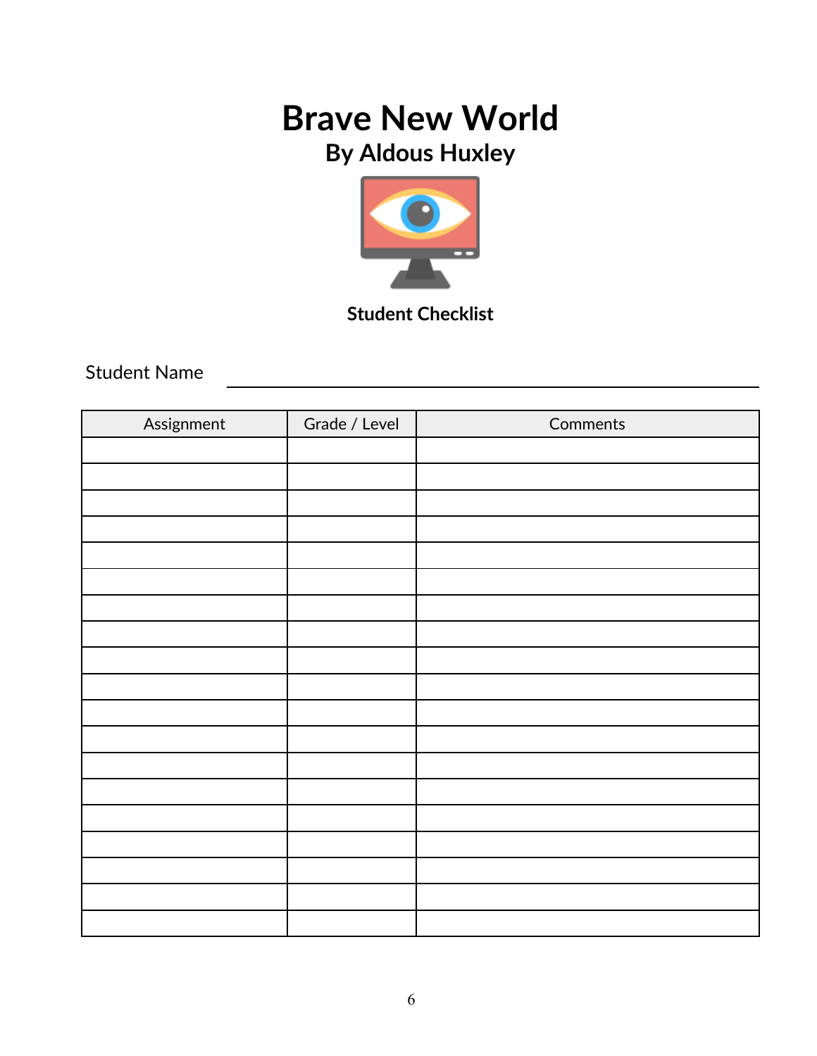# Brave New World

## By Aldous Huxley

**Student Checklist**

Student Name ______________________________

| Assignment | Grade / Level | Comments |
|---|---|---|
| | | |
| | | |
| | | |
| | | |
| | | |
| | | |
| | | |
| | | |
| | | |
| | | |
| | | |
| | | |
| | | |
| | | |
| | | |
| | | |
| | | |
| | | |
| | | |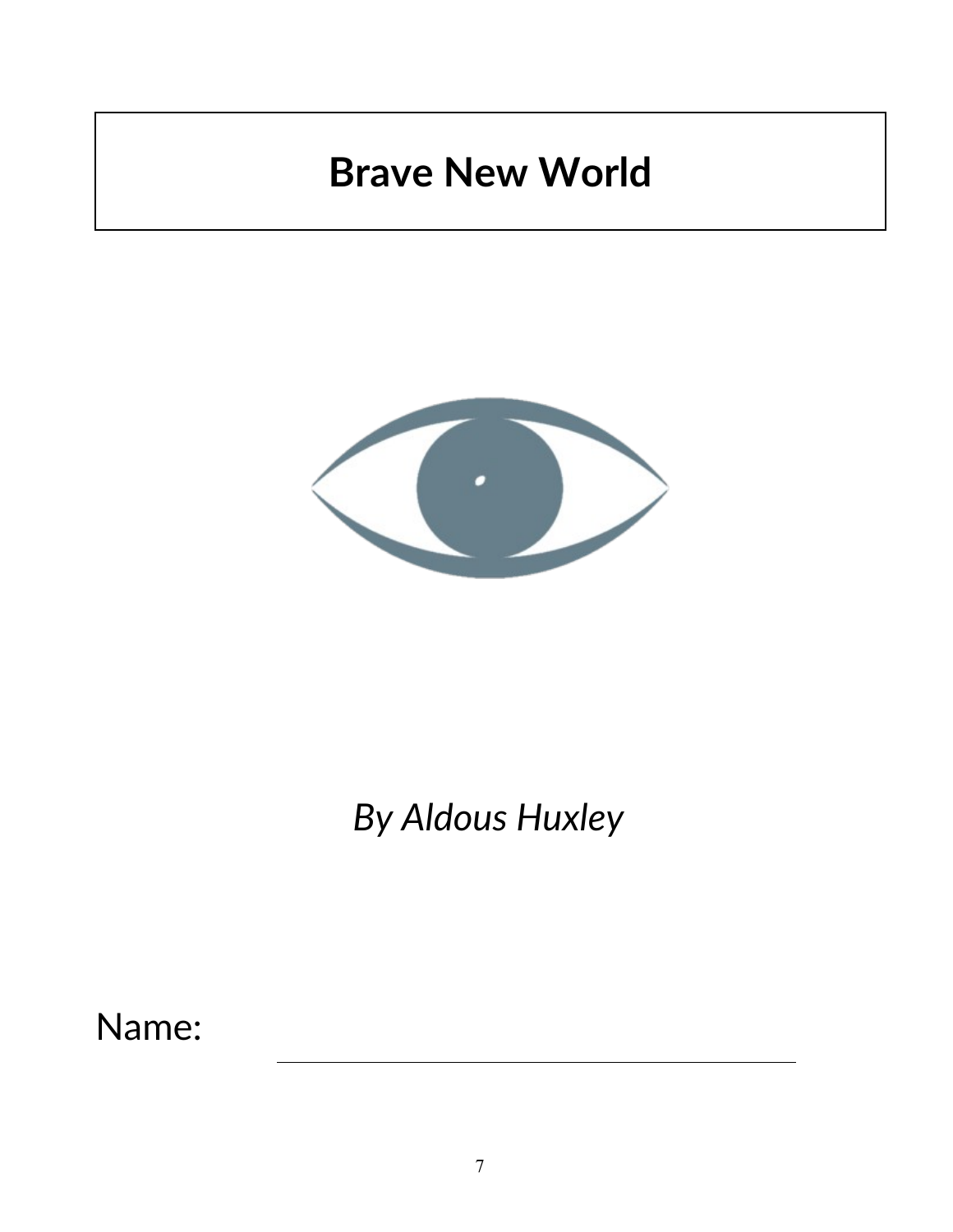# Brave New World

*By Aldous Huxley*

Name: ______________________________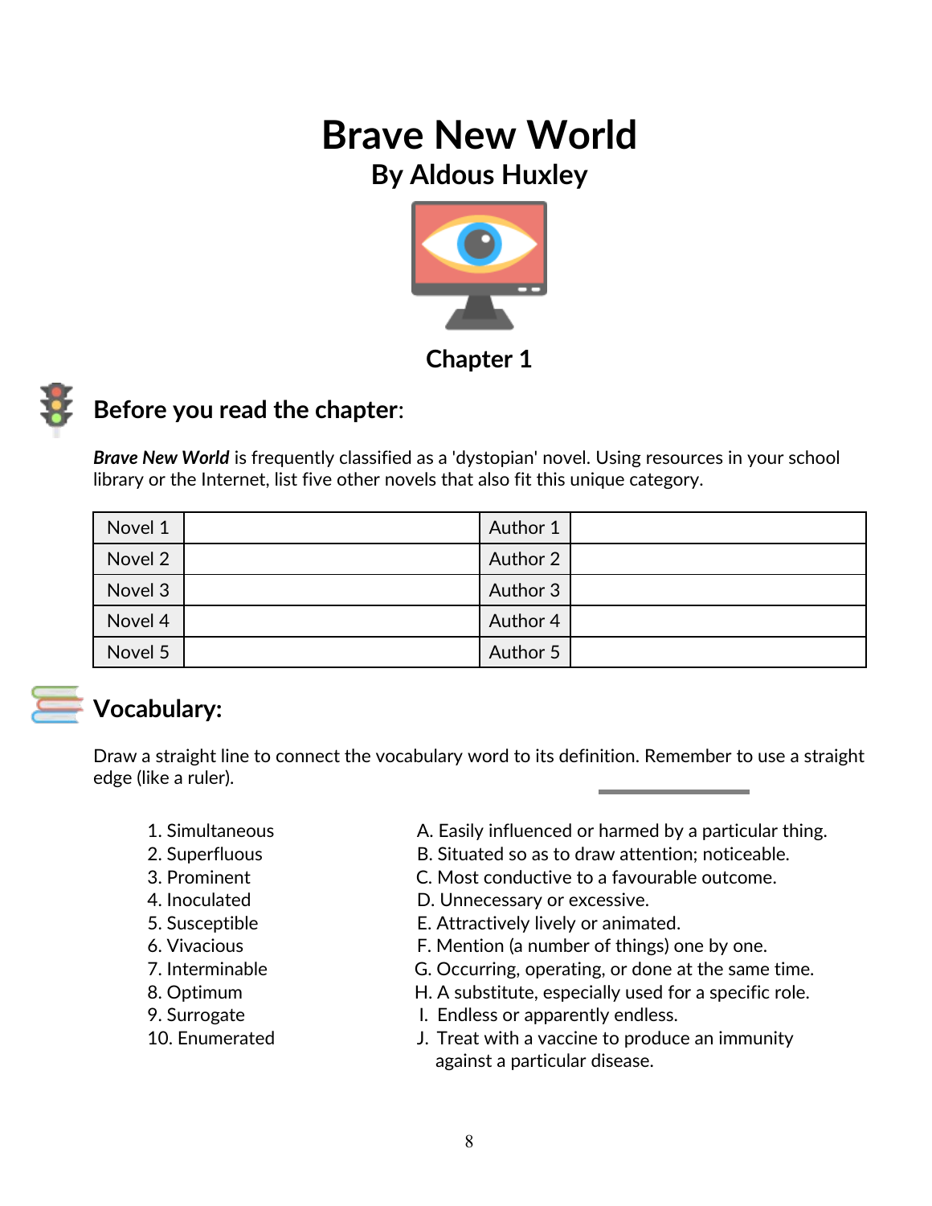# Brave New World

## By Aldous Huxley

### Chapter 1

## Before you read the chapter:

***Brave New World*** is frequently classified as a 'dystopian' novel. Using resources in your school library or the Internet, list five other novels that also fit this unique category.

| Novel 1 | | Author 1 | |
|---|---|---|---|
| Novel 2 | | Author 2 | |
| Novel 3 | | Author 3 | |
| Novel 4 | | Author 4 | |
| Novel 5 | | Author 5 | |

## Vocabulary:

Draw a straight line to connect the vocabulary word to its definition. Remember to use a straight edge (like a ruler).

1. Simultaneous
2. Superfluous
3. Prominent
4. Inoculated
5. Susceptible
6. Vivacious
7. Interminable
8. Optimum
9. Surrogate
10. Enumerated

A. Easily influenced or harmed by a particular thing.
B. Situated so as to draw attention; noticeable.
C. Most conductive to a favourable outcome.
D. Unnecessary or excessive.
E. Attractively lively or animated.
F. Mention (a number of things) one by one.
G. Occurring, operating, or done at the same time.
H. A substitute, especially used for a specific role.
I. Endless or apparently endless.
J. Treat with a vaccine to produce an immunity against a particular disease.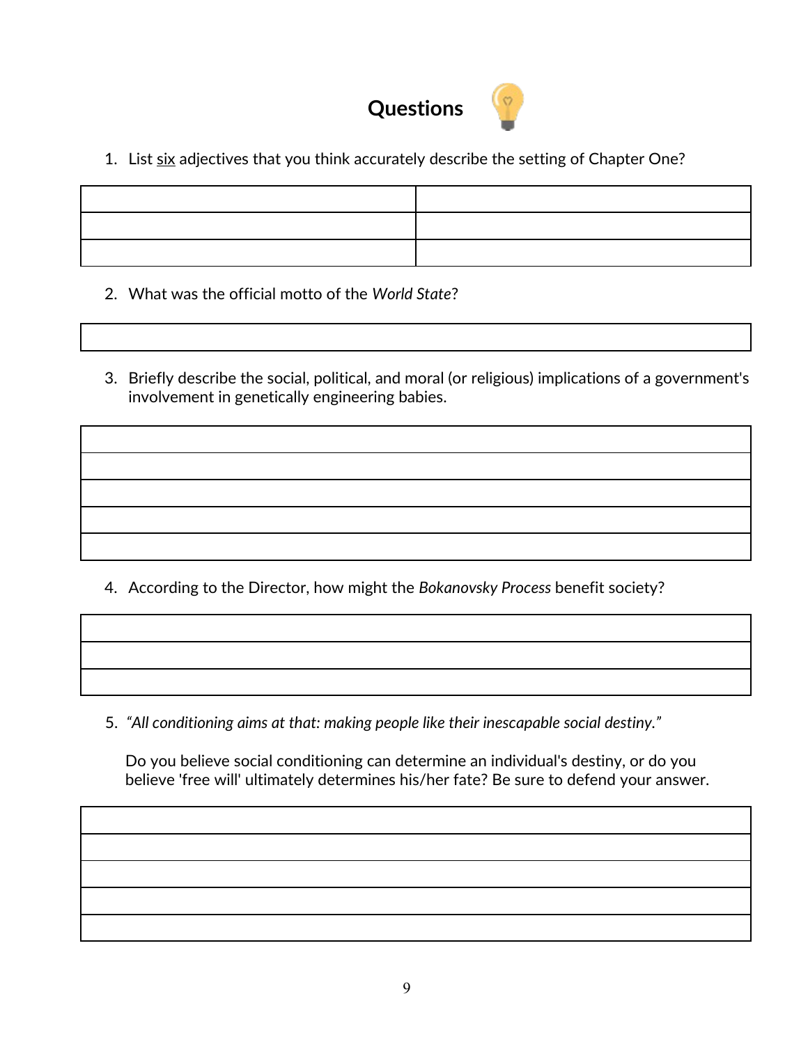# Questions

1. List six adjectives that you think accurately describe the setting of Chapter One?

| | |
|---|---|
| | |
| | |
| | |

2. What was the official motto of the *World State*?

| |
|---|
| |

3. Briefly describe the social, political, and moral (or religious) implications of a government's involvement in genetically engineering babies.

| |
|---|
| |
| |
| |
| |
| |

4. According to the Director, how might the *Bokanovsky Process* benefit society?

| |
|---|
| |
| |
| |

5. *"All conditioning aims at that: making people like their inescapable social destiny."*

   Do you believe social conditioning can determine an individual's destiny, or do you believe 'free will' ultimately determines his/her fate? Be sure to defend your answer.

| |
|---|
| |
| |
| |
| |
| |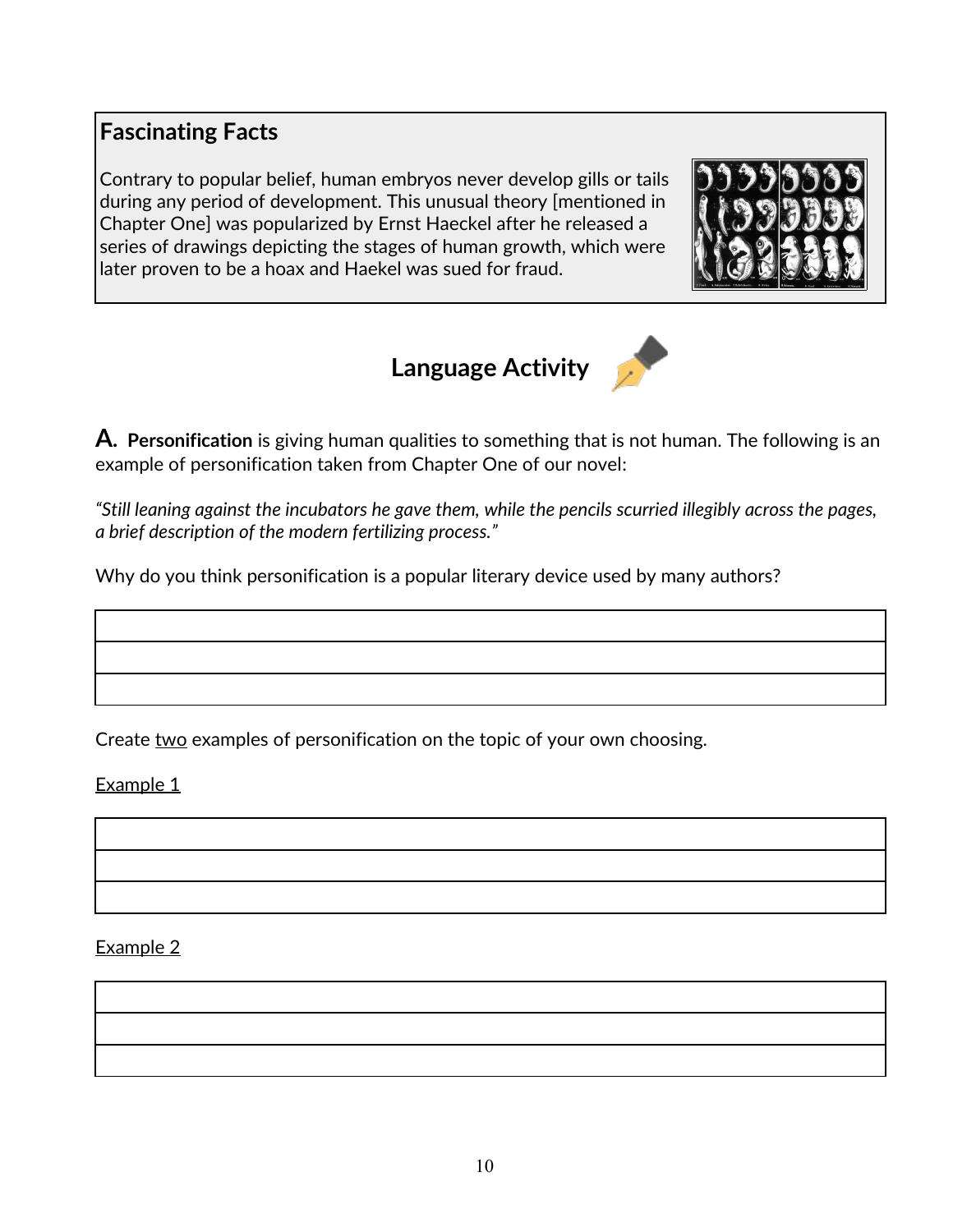## Fascinating Facts

Contrary to popular belief, human embryos never develop gills or tails during any period of development. This unusual theory [mentioned in Chapter One] was popularized by Ernst Haeckel after he released a series of drawings depicting the stages of human growth, which were later proven to be a hoax and Haekel was sued for fraud.

## Language Activity

**A. Personification** is giving human qualities to something that is not human. The following is an example of personification taken from Chapter One of our novel:

*"Still leaning against the incubators he gave them, while the pencils scurried illegibly across the pages, a brief description of the modern fertilizing process."*

Why do you think personification is a popular literary device used by many authors?

| |
|---|
| |
| |

Create two examples of personification on the topic of your own choosing.

Example 1

| |
|---|
| |
| |

Example 2

| |
|---|
| |
| |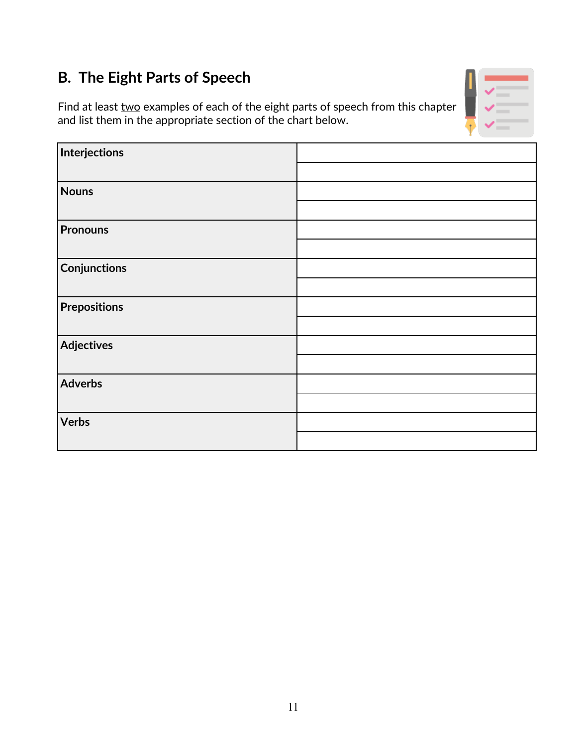## B. The Eight Parts of Speech

Find at least <u>two</u> examples of each of the eight parts of speech from this chapter and list them in the appropriate section of the chart below.

| | |
|---|---|
| **Interjections** | |
| | |
| **Nouns** | |
| | |
| **Pronouns** | |
| | |
| **Conjunctions** | |
| | |
| **Prepositions** | |
| | |
| **Adjectives** | |
| | |
| **Adverbs** | |
| | |
| **Verbs** | |
| | |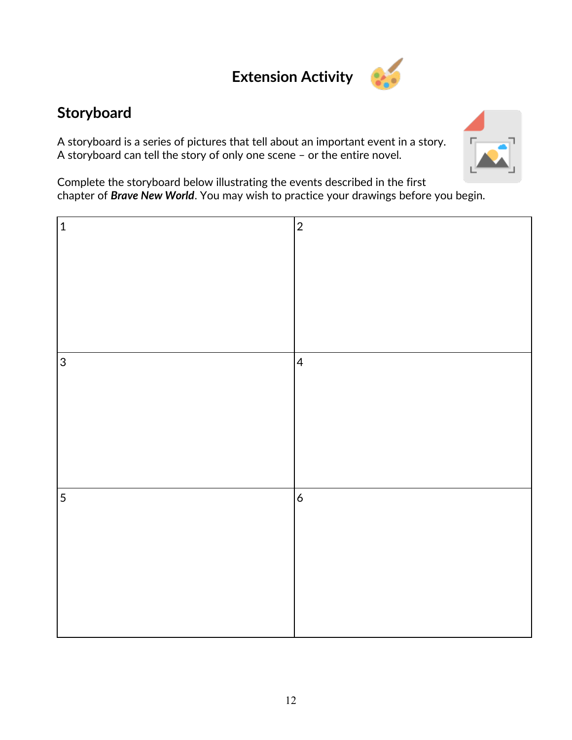# Extension Activity

## Storyboard

A storyboard is a series of pictures that tell about an important event in a story. A storyboard can tell the story of only one scene – or the entire novel.

Complete the storyboard below illustrating the events described in the first chapter of ***Brave New World***. You may wish to practice your drawings before you begin.

| | |
|---|---|
| 1 | 2 |
| 3 | 4 |
| 5 | 6 |